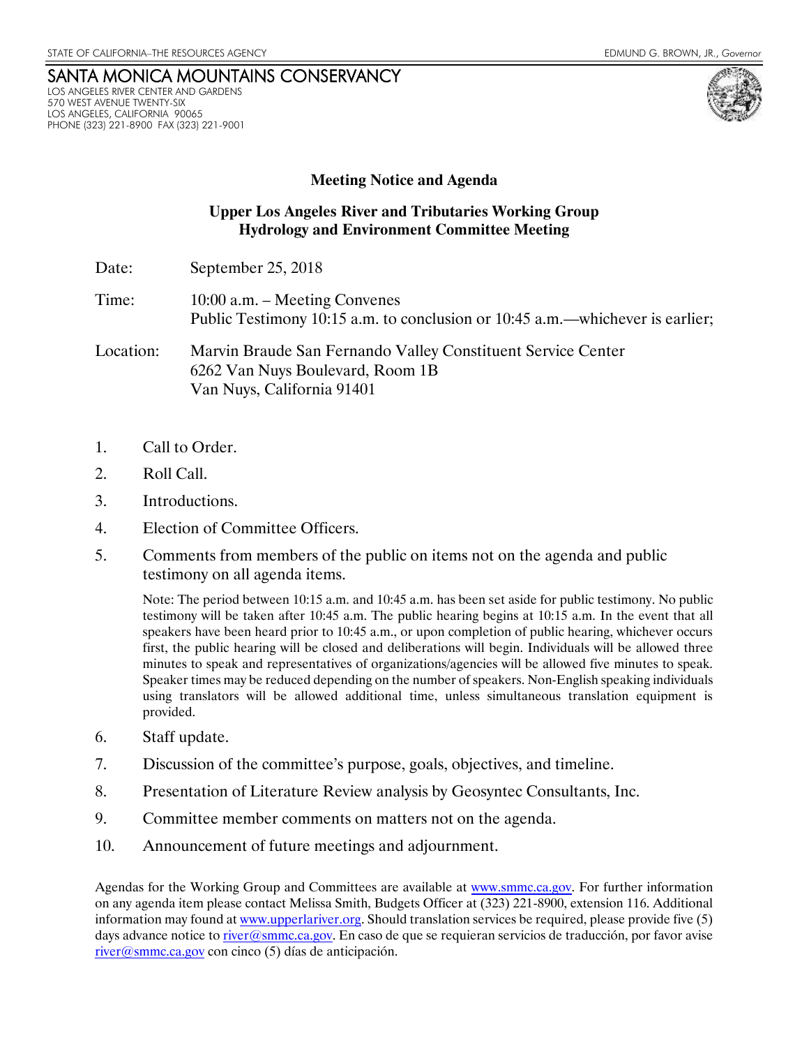STATE OF CALIFORNIA–THE RESOURCES AGENCY

EDMUND G. BROWN, JR., *Governor*

# SANTA MONICA MOUNTAINS CONSERVANCY

LOS ANGELES RIVER CENTER AND GARDENS
570 WEST AVENUE TWENTY-SIX
LOS ANGELES, CALIFORNIA 90065
PHONE (323) 221-8900 FAX (323) 221-9001

## Meeting Notice and Agenda

### Upper Los Angeles River and Tributaries Working Group
### Hydrology and Environment Committee Meeting

Date: September 25, 2018

Time: 10:00 a.m. – Meeting Convenes
Public Testimony 10:15 a.m. to conclusion or 10:45 a.m.—whichever is earlier;

Location: Marvin Braude San Fernando Valley Constituent Service Center
6262 Van Nuys Boulevard, Room 1B
Van Nuys, California 91401

1. Call to Order.
2. Roll Call.
3. Introductions.
4. Election of Committee Officers.
5. Comments from members of the public on items not on the agenda and public testimony on all agenda items.

   Note: The period between 10:15 a.m. and 10:45 a.m. has been set aside for public testimony. No public testimony will be taken after 10:45 a.m. The public hearing begins at 10:15 a.m. In the event that all speakers have been heard prior to 10:45 a.m., or upon completion of public hearing, whichever occurs first, the public hearing will be closed and deliberations will begin. Individuals will be allowed three minutes to speak and representatives of organizations/agencies will be allowed five minutes to speak. Speaker times may be reduced depending on the number of speakers. Non-English speaking individuals using translators will be allowed additional time, unless simultaneous translation equipment is provided.

6. Staff update.
7. Discussion of the committee's purpose, goals, objectives, and timeline.
8. Presentation of Literature Review analysis by Geosyntec Consultants, Inc.
9. Committee member comments on matters not on the agenda.
10. Announcement of future meetings and adjournment.

Agendas for the Working Group and Committees are available at www.smmc.ca.gov. For further information on any agenda item please contact Melissa Smith, Budgets Officer at (323) 221-8900, extension 116. Additional information may found at www.upperlariver.org. Should translation services be required, please provide five (5) days advance notice to river@smmc.ca.gov. En caso de que se requieran servicios de traducción, por favor avise river@smmc.ca.gov con cinco (5) días de anticipación.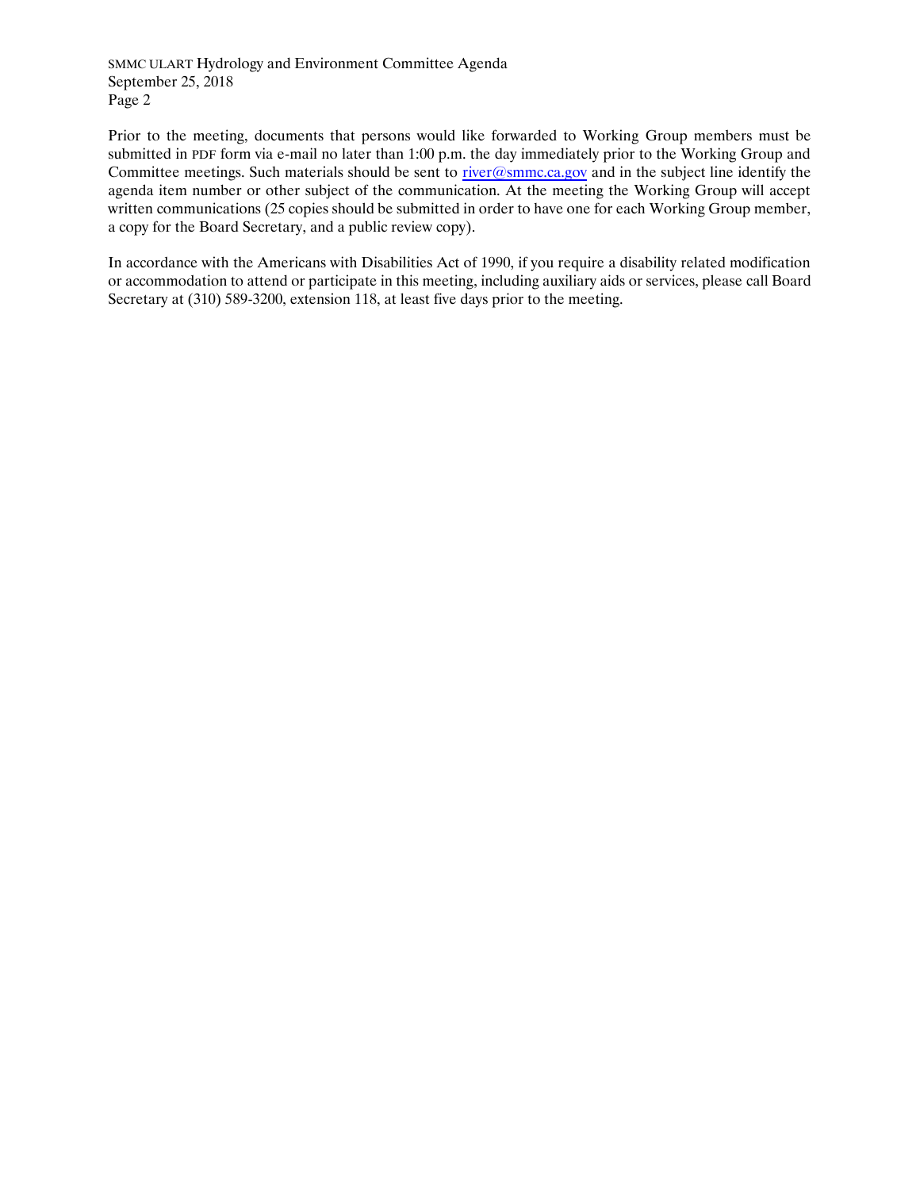Prior to the meeting, documents that persons would like forwarded to Working Group members must be submitted in PDF form via e-mail no later than 1:00 p.m. the day immediately prior to the Working Group and Committee meetings. Such materials should be sent to river@smmc.ca.gov and in the subject line identify the agenda item number or other subject of the communication. At the meeting the Working Group will accept written communications (25 copies should be submitted in order to have one for each Working Group member, a copy for the Board Secretary, and a public review copy).

In accordance with the Americans with Disabilities Act of 1990, if you require a disability related modification or accommodation to attend or participate in this meeting, including auxiliary aids or services, please call Board Secretary at (310) 589-3200, extension 118, at least five days prior to the meeting.